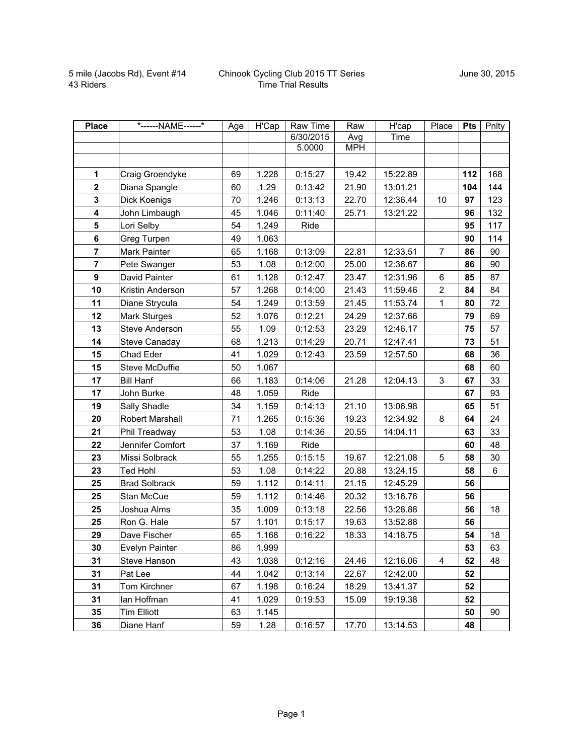5 mile (Jacobs Rd), Event #14
43 Riders

Chinook Cycling Club 2015 TT Series
Time Trial Results

June 30, 2015

| Place | *------NAME------* | Age | H'Cap | Raw Time | Raw | H'cap | Place | Pts | Pnlty |
|---|---|---|---|---|---|---|---|---|---|
| | | | | 6/30/2015 | Avg | Time | | | |
| | | | | 5.0000 | MPH | | | | |
| | | | | | | | | | |
| **1** | Craig Groendyke | 69 | 1.228 | 0:15:27 | 19.42 | 15:22.89 | | **112** | 168 |
| **2** | Diana Spangle | 60 | 1.29 | 0:13:42 | 21.90 | 13:01.21 | | **104** | 144 |
| **3** | Dick Koenigs | 70 | 1.246 | 0:13:13 | 22.70 | 12:36.44 | 10 | **97** | 123 |
| **4** | John Limbaugh | 45 | 1.046 | 0:11:40 | 25.71 | 13:21.22 | | **96** | 132 |
| **5** | Lori Selby | 54 | 1.249 | Ride | | | | **95** | 117 |
| **6** | Greg Turpen | 49 | 1.063 | | | | | **90** | 114 |
| **7** | Mark Painter | 65 | 1.168 | 0:13:09 | 22.81 | 12:33.51 | 7 | **86** | 90 |
| **7** | Pete Swanger | 53 | 1.08 | 0:12:00 | 25.00 | 12:36.67 | | **86** | 90 |
| **9** | David Painter | 61 | 1.128 | 0:12:47 | 23.47 | 12:31.96 | 6 | **85** | 87 |
| **10** | Kristin Anderson | 57 | 1.268 | 0:14:00 | 21.43 | 11:59.46 | 2 | **84** | 84 |
| **11** | Diane Strycula | 54 | 1.249 | 0:13:59 | 21.45 | 11:53.74 | 1 | **80** | 72 |
| **12** | Mark Sturges | 52 | 1.076 | 0:12:21 | 24.29 | 12:37.66 | | **79** | 69 |
| **13** | Steve Anderson | 55 | 1.09 | 0:12:53 | 23.29 | 12:46.17 | | **75** | 57 |
| **14** | Steve Canaday | 68 | 1.213 | 0:14:29 | 20.71 | 12:47.41 | | **73** | 51 |
| **15** | Chad Eder | 41 | 1.029 | 0:12:43 | 23.59 | 12:57.50 | | **68** | 36 |
| **15** | Steve McDuffie | 50 | 1.067 | | | | | **68** | 60 |
| **17** | Bill Hanf | 66 | 1.183 | 0:14:06 | 21.28 | 12:04.13 | 3 | **67** | 33 |
| **17** | John Burke | 48 | 1.059 | Ride | | | | **67** | 93 |
| **19** | Sally Shadle | 34 | 1.159 | 0:14:13 | 21.10 | 13:06.98 | | **65** | 51 |
| **20** | Robert Marshall | 71 | 1.265 | 0:15:36 | 19.23 | 12:34.92 | 8 | **64** | 24 |
| **21** | Phil Treadway | 53 | 1.08 | 0:14:36 | 20.55 | 14:04.11 | | **63** | 33 |
| **22** | Jennifer Comfort | 37 | 1.169 | Ride | | | | **60** | 48 |
| **23** | Missi Solbrack | 55 | 1.255 | 0:15:15 | 19.67 | 12:21.08 | 5 | **58** | 30 |
| **23** | Ted Hohl | 53 | 1.08 | 0:14:22 | 20.88 | 13:24.15 | | **58** | 6 |
| **25** | Brad Solbrack | 59 | 1.112 | 0:14:11 | 21.15 | 12:45.29 | | **56** | |
| **25** | Stan McCue | 59 | 1.112 | 0:14:46 | 20.32 | 13:16.76 | | **56** | |
| **25** | Joshua Alms | 35 | 1.009 | 0:13:18 | 22.56 | 13:28.88 | | **56** | 18 |
| **25** | Ron G. Hale | 57 | 1.101 | 0:15:17 | 19.63 | 13:52.88 | | **56** | |
| **29** | Dave Fischer | 65 | 1.168 | 0:16:22 | 18.33 | 14:18.75 | | **54** | 18 |
| **30** | Evelyn Painter | 86 | 1.999 | | | | | **53** | 63 |
| **31** | Steve Hanson | 43 | 1.038 | 0:12:16 | 24.46 | 12:16.06 | 4 | **52** | 48 |
| **31** | Pat Lee | 44 | 1.042 | 0:13:14 | 22.67 | 12:42.00 | | **52** | |
| **31** | Tom Kirchner | 67 | 1.198 | 0:16:24 | 18.29 | 13:41.37 | | **52** | |
| **31** | Ian Hoffman | 41 | 1.029 | 0:19:53 | 15.09 | 19:19.38 | | **52** | |
| **35** | Tim Elliott | 63 | 1.145 | | | | | **50** | 90 |
| **36** | Diane Hanf | 59 | 1.28 | 0:16:57 | 17.70 | 13:14.53 | | **48** | |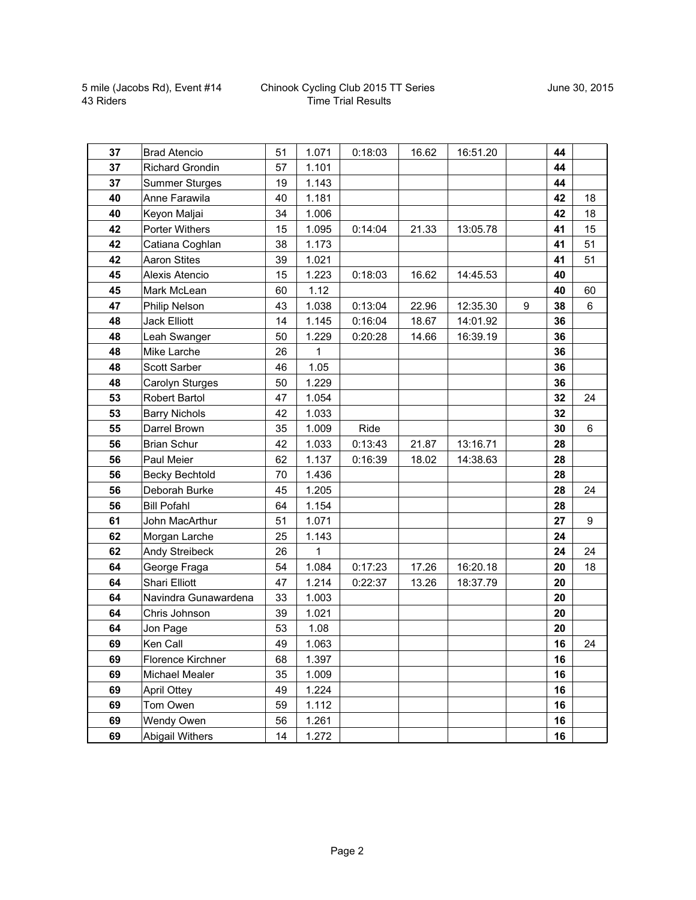5 mile (Jacobs Rd), Event #14
43 Riders

Chinook Cycling Club 2015 TT Series
Time Trial Results

June 30, 2015

| | | | | | | | | | |
|---|---|---|---|---|---|---|---|---|---|
| **37** | Brad Atencio | 51 | 1.071 | 0:18:03 | 16.62 | 16:51.20 | | **44** | |
| **37** | Richard Grondin | 57 | 1.101 | | | | | **44** | |
| **37** | Summer Sturges | 19 | 1.143 | | | | | **44** | |
| **40** | Anne Farawila | 40 | 1.181 | | | | | **42** | 18 |
| **40** | Keyon Maljai | 34 | 1.006 | | | | | **42** | 18 |
| **42** | Porter Withers | 15 | 1.095 | 0:14:04 | 21.33 | 13:05.78 | | **41** | 15 |
| **42** | Catiana Coghlan | 38 | 1.173 | | | | | **41** | 51 |
| **42** | Aaron Stites | 39 | 1.021 | | | | | **41** | 51 |
| **45** | Alexis Atencio | 15 | 1.223 | 0:18:03 | 16.62 | 14:45.53 | | **40** | |
| **45** | Mark McLean | 60 | 1.12 | | | | | **40** | 60 |
| **47** | Philip Nelson | 43 | 1.038 | 0:13:04 | 22.96 | 12:35.30 | 9 | **38** | 6 |
| **48** | Jack Elliott | 14 | 1.145 | 0:16:04 | 18.67 | 14:01.92 | | **36** | |
| **48** | Leah Swanger | 50 | 1.229 | 0:20:28 | 14.66 | 16:39.19 | | **36** | |
| **48** | Mike Larche | 26 | 1 | | | | | **36** | |
| **48** | Scott Sarber | 46 | 1.05 | | | | | **36** | |
| **48** | Carolyn Sturges | 50 | 1.229 | | | | | **36** | |
| **53** | Robert Bartol | 47 | 1.054 | | | | | **32** | 24 |
| **53** | Barry Nichols | 42 | 1.033 | | | | | **32** | |
| **55** | Darrel Brown | 35 | 1.009 | Ride | | | | **30** | 6 |
| **56** | Brian Schur | 42 | 1.033 | 0:13:43 | 21.87 | 13:16.71 | | **28** | |
| **56** | Paul Meier | 62 | 1.137 | 0:16:39 | 18.02 | 14:38.63 | | **28** | |
| **56** | Becky Bechtold | 70 | 1.436 | | | | | **28** | |
| **56** | Deborah Burke | 45 | 1.205 | | | | | **28** | 24 |
| **56** | Bill Pofahl | 64 | 1.154 | | | | | **28** | |
| **61** | John MacArthur | 51 | 1.071 | | | | | **27** | 9 |
| **62** | Morgan Larche | 25 | 1.143 | | | | | **24** | |
| **62** | Andy Streibeck | 26 | 1 | | | | | **24** | 24 |
| **64** | George Fraga | 54 | 1.084 | 0:17:23 | 17.26 | 16:20.18 | | **20** | 18 |
| **64** | Shari Elliott | 47 | 1.214 | 0:22:37 | 13.26 | 18:37.79 | | **20** | |
| **64** | Navindra Gunawardena | 33 | 1.003 | | | | | **20** | |
| **64** | Chris Johnson | 39 | 1.021 | | | | | **20** | |
| **64** | Jon Page | 53 | 1.08 | | | | | **20** | |
| **69** | Ken Call | 49 | 1.063 | | | | | **16** | 24 |
| **69** | Florence Kirchner | 68 | 1.397 | | | | | **16** | |
| **69** | Michael Mealer | 35 | 1.009 | | | | | **16** | |
| **69** | April Ottey | 49 | 1.224 | | | | | **16** | |
| **69** | Tom Owen | 59 | 1.112 | | | | | **16** | |
| **69** | Wendy Owen | 56 | 1.261 | | | | | **16** | |
| **69** | Abigail Withers | 14 | 1.272 | | | | | **16** | |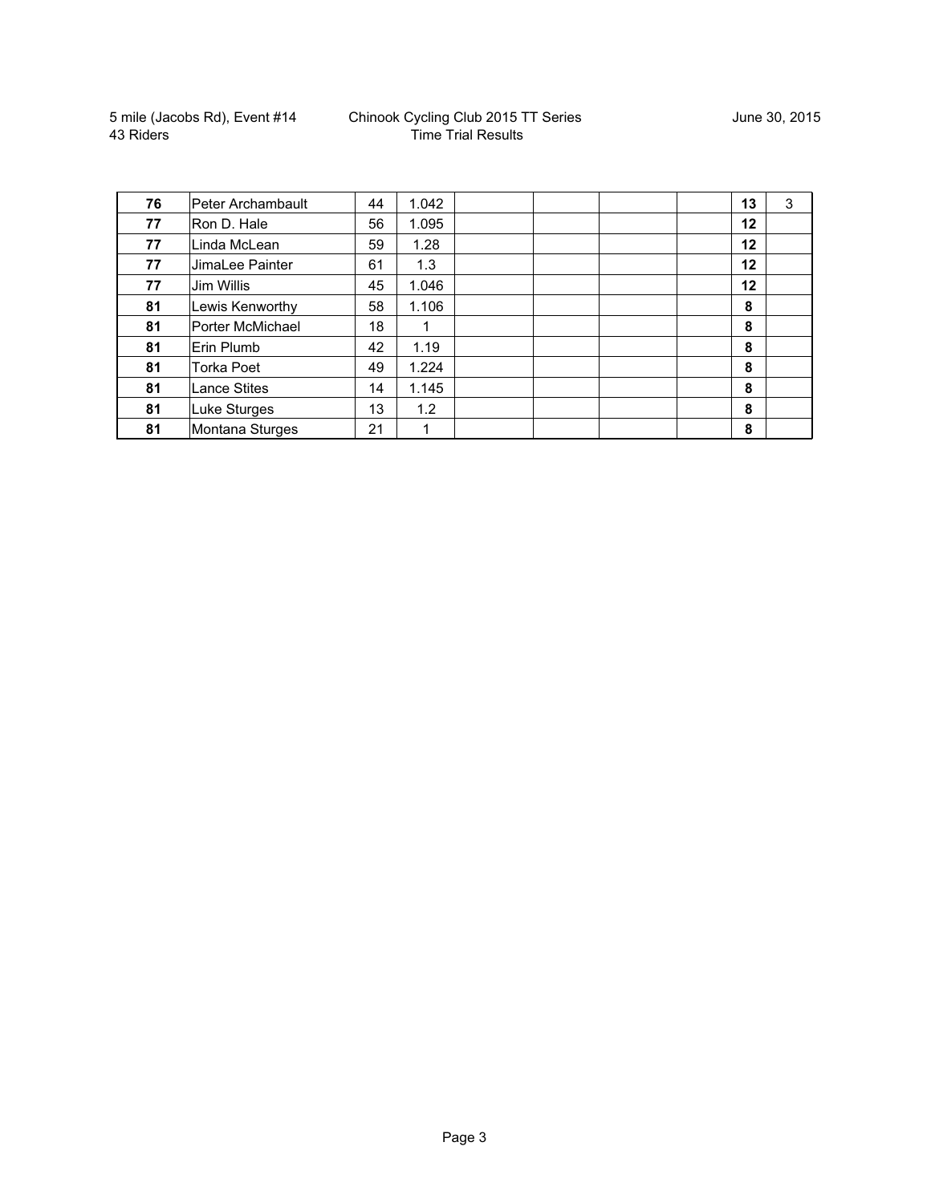5 mile (Jacobs Rd), Event #14
43 Riders

Chinook Cycling Club 2015 TT Series
Time Trial Results

June 30, 2015

| | | | | | | | | | |
|---|---|---|---|---|---|---|---|---|---|
| **76** | Peter Archambault | 44 | 1.042 | | | | | **13** | 3 |
| **77** | Ron D. Hale | 56 | 1.095 | | | | | **12** | |
| **77** | Linda McLean | 59 | 1.28 | | | | | **12** | |
| **77** | JimaLee Painter | 61 | 1.3 | | | | | **12** | |
| **77** | Jim Willis | 45 | 1.046 | | | | | **12** | |
| **81** | Lewis Kenworthy | 58 | 1.106 | | | | | **8** | |
| **81** | Porter McMichael | 18 | 1 | | | | | **8** | |
| **81** | Erin Plumb | 42 | 1.19 | | | | | **8** | |
| **81** | Torka Poet | 49 | 1.224 | | | | | **8** | |
| **81** | Lance Stites | 14 | 1.145 | | | | | **8** | |
| **81** | Luke Sturges | 13 | 1.2 | | | | | **8** | |
| **81** | Montana Sturges | 21 | 1 | | | | | **8** | |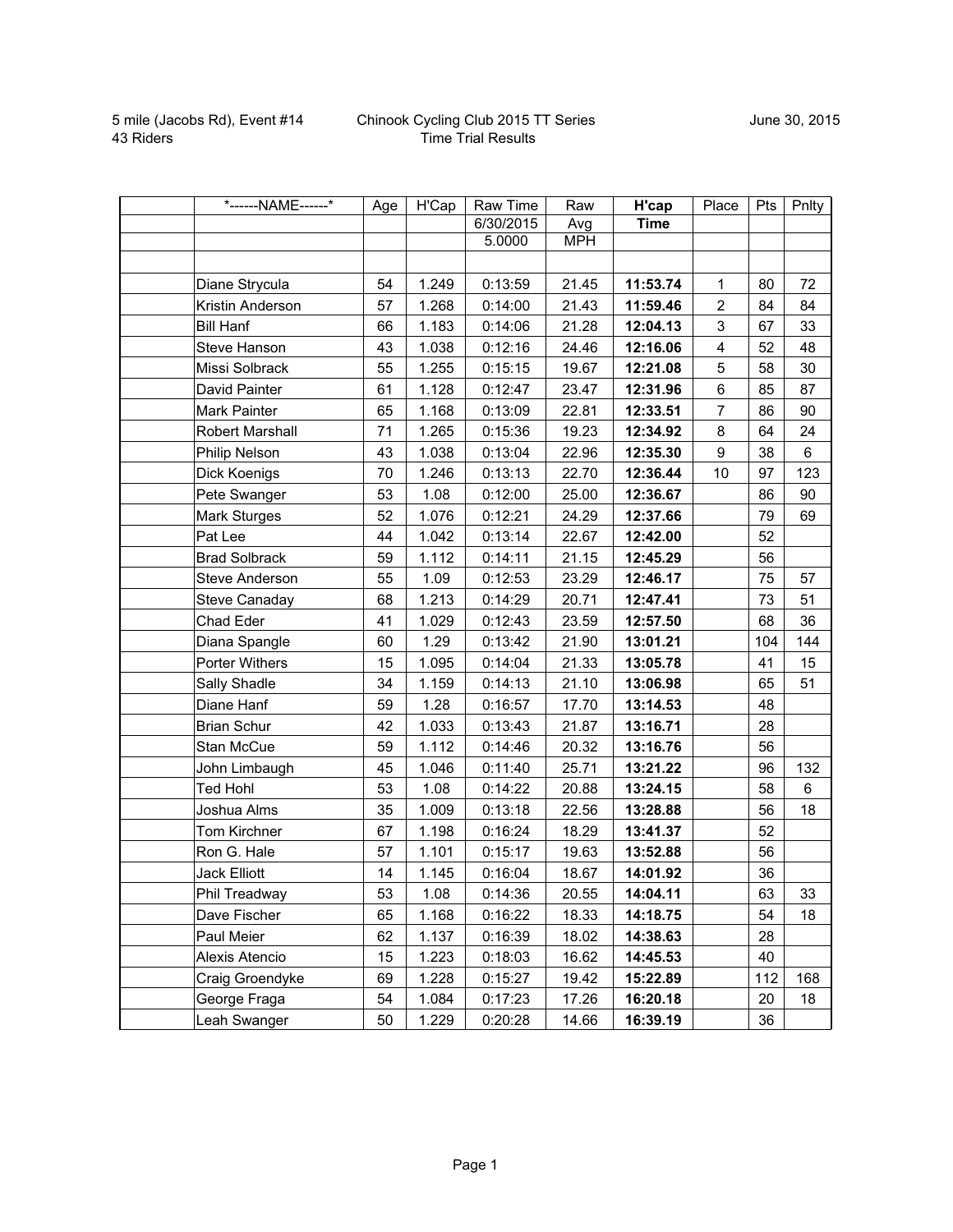5 mile (Jacobs Rd), Event #14
43 Riders

Chinook Cycling Club 2015 TT Series
Time Trial Results

June 30, 2015

| *------NAME------* | Age | H'Cap | Raw Time | Raw | **H'cap** | Place | Pts | Pnlty |
|---|---|---|---|---|---|---|---|---|
| | | | 6/30/2015 | Avg | **Time** | | | |
| | | | 5.0000 | MPH | | | | |
| | | | | | | | | |
| Diane Strycula | 54 | 1.249 | 0:13:59 | 21.45 | **11:53.74** | 1 | 80 | 72 |
| Kristin Anderson | 57 | 1.268 | 0:14:00 | 21.43 | **11:59.46** | 2 | 84 | 84 |
| Bill Hanf | 66 | 1.183 | 0:14:06 | 21.28 | **12:04.13** | 3 | 67 | 33 |
| Steve Hanson | 43 | 1.038 | 0:12:16 | 24.46 | **12:16.06** | 4 | 52 | 48 |
| Missi Solbrack | 55 | 1.255 | 0:15:15 | 19.67 | **12:21.08** | 5 | 58 | 30 |
| David Painter | 61 | 1.128 | 0:12:47 | 23.47 | **12:31.96** | 6 | 85 | 87 |
| Mark Painter | 65 | 1.168 | 0:13:09 | 22.81 | **12:33.51** | 7 | 86 | 90 |
| Robert Marshall | 71 | 1.265 | 0:15:36 | 19.23 | **12:34.92** | 8 | 64 | 24 |
| Philip Nelson | 43 | 1.038 | 0:13:04 | 22.96 | **12:35.30** | 9 | 38 | 6 |
| Dick Koenigs | 70 | 1.246 | 0:13:13 | 22.70 | **12:36.44** | 10 | 97 | 123 |
| Pete Swanger | 53 | 1.08 | 0:12:00 | 25.00 | **12:36.67** | | 86 | 90 |
| Mark Sturges | 52 | 1.076 | 0:12:21 | 24.29 | **12:37.66** | | 79 | 69 |
| Pat Lee | 44 | 1.042 | 0:13:14 | 22.67 | **12:42.00** | | 52 | |
| Brad Solbrack | 59 | 1.112 | 0:14:11 | 21.15 | **12:45.29** | | 56 | |
| Steve Anderson | 55 | 1.09 | 0:12:53 | 23.29 | **12:46.17** | | 75 | 57 |
| Steve Canaday | 68 | 1.213 | 0:14:29 | 20.71 | **12:47.41** | | 73 | 51 |
| Chad Eder | 41 | 1.029 | 0:12:43 | 23.59 | **12:57.50** | | 68 | 36 |
| Diana Spangle | 60 | 1.29 | 0:13:42 | 21.90 | **13:01.21** | | 104 | 144 |
| Porter Withers | 15 | 1.095 | 0:14:04 | 21.33 | **13:05.78** | | 41 | 15 |
| Sally Shadle | 34 | 1.159 | 0:14:13 | 21.10 | **13:06.98** | | 65 | 51 |
| Diane Hanf | 59 | 1.28 | 0:16:57 | 17.70 | **13:14.53** | | 48 | |
| Brian Schur | 42 | 1.033 | 0:13:43 | 21.87 | **13:16.71** | | 28 | |
| Stan McCue | 59 | 1.112 | 0:14:46 | 20.32 | **13:16.76** | | 56 | |
| John Limbaugh | 45 | 1.046 | 0:11:40 | 25.71 | **13:21.22** | | 96 | 132 |
| Ted Hohl | 53 | 1.08 | 0:14:22 | 20.88 | **13:24.15** | | 58 | 6 |
| Joshua Alms | 35 | 1.009 | 0:13:18 | 22.56 | **13:28.88** | | 56 | 18 |
| Tom Kirchner | 67 | 1.198 | 0:16:24 | 18.29 | **13:41.37** | | 52 | |
| Ron G. Hale | 57 | 1.101 | 0:15:17 | 19.63 | **13:52.88** | | 56 | |
| Jack Elliott | 14 | 1.145 | 0:16:04 | 18.67 | **14:01.92** | | 36 | |
| Phil Treadway | 53 | 1.08 | 0:14:36 | 20.55 | **14:04.11** | | 63 | 33 |
| Dave Fischer | 65 | 1.168 | 0:16:22 | 18.33 | **14:18.75** | | 54 | 18 |
| Paul Meier | 62 | 1.137 | 0:16:39 | 18.02 | **14:38.63** | | 28 | |
| Alexis Atencio | 15 | 1.223 | 0:18:03 | 16.62 | **14:45.53** | | 40 | |
| Craig Groendyke | 69 | 1.228 | 0:15:27 | 19.42 | **15:22.89** | | 112 | 168 |
| George Fraga | 54 | 1.084 | 0:17:23 | 17.26 | **16:20.18** | | 20 | 18 |
| Leah Swanger | 50 | 1.229 | 0:20:28 | 14.66 | **16:39.19** | | 36 | |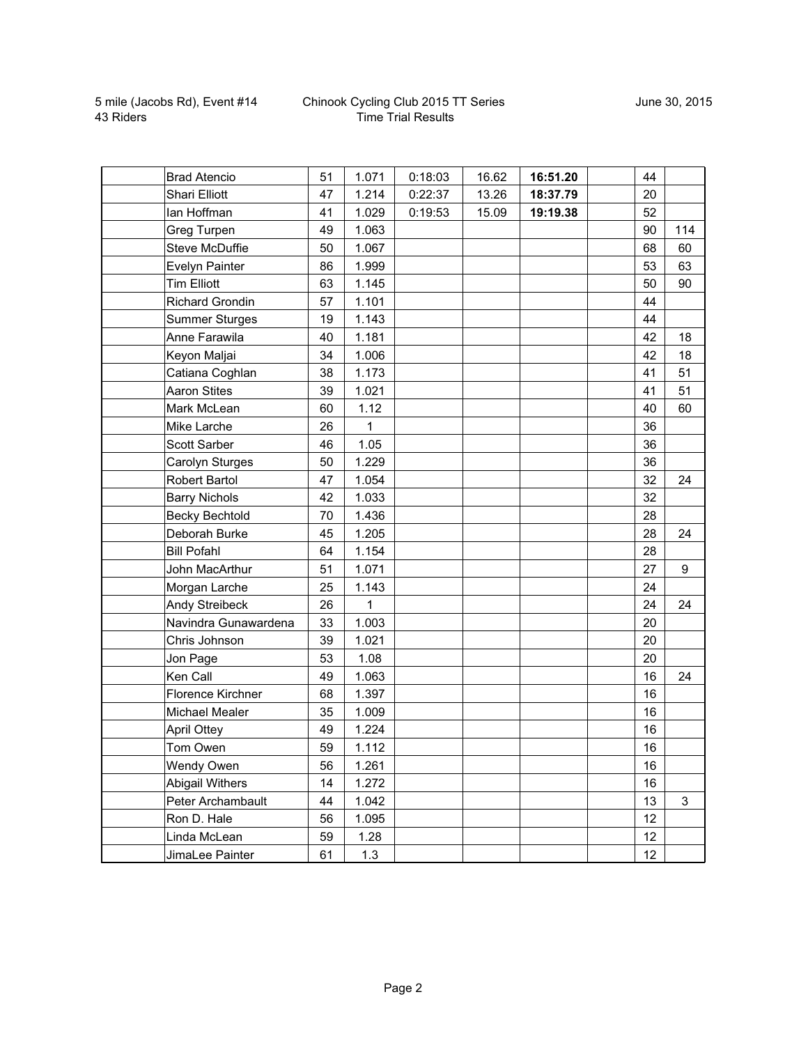5 mile (Jacobs Rd), Event #14
43 Riders

Chinook Cycling Club 2015 TT Series
Time Trial Results

June 30, 2015

| | | | | | | | | | |
|---|---|---|---|---|---|---|---|---|---|
| | Brad Atencio | 51 | 1.071 | 0:18:03 | 16.62 | **16:51.20** | | 44 | |
| | Shari Elliott | 47 | 1.214 | 0:22:37 | 13.26 | **18:37.79** | | 20 | |
| | Ian Hoffman | 41 | 1.029 | 0:19:53 | 15.09 | **19:19.38** | | 52 | |
| | Greg Turpen | 49 | 1.063 | | | | | 90 | 114 |
| | Steve McDuffie | 50 | 1.067 | | | | | 68 | 60 |
| | Evelyn Painter | 86 | 1.999 | | | | | 53 | 63 |
| | Tim Elliott | 63 | 1.145 | | | | | 50 | 90 |
| | Richard Grondin | 57 | 1.101 | | | | | 44 | |
| | Summer Sturges | 19 | 1.143 | | | | | 44 | |
| | Anne Farawila | 40 | 1.181 | | | | | 42 | 18 |
| | Keyon Maljai | 34 | 1.006 | | | | | 42 | 18 |
| | Catiana Coghlan | 38 | 1.173 | | | | | 41 | 51 |
| | Aaron Stites | 39 | 1.021 | | | | | 41 | 51 |
| | Mark McLean | 60 | 1.12 | | | | | 40 | 60 |
| | Mike Larche | 26 | 1 | | | | | 36 | |
| | Scott Sarber | 46 | 1.05 | | | | | 36 | |
| | Carolyn Sturges | 50 | 1.229 | | | | | 36 | |
| | Robert Bartol | 47 | 1.054 | | | | | 32 | 24 |
| | Barry Nichols | 42 | 1.033 | | | | | 32 | |
| | Becky Bechtold | 70 | 1.436 | | | | | 28 | |
| | Deborah Burke | 45 | 1.205 | | | | | 28 | 24 |
| | Bill Pofahl | 64 | 1.154 | | | | | 28 | |
| | John MacArthur | 51 | 1.071 | | | | | 27 | 9 |
| | Morgan Larche | 25 | 1.143 | | | | | 24 | |
| | Andy Streibeck | 26 | 1 | | | | | 24 | 24 |
| | Navindra Gunawardena | 33 | 1.003 | | | | | 20 | |
| | Chris Johnson | 39 | 1.021 | | | | | 20 | |
| | Jon Page | 53 | 1.08 | | | | | 20 | |
| | Ken Call | 49 | 1.063 | | | | | 16 | 24 |
| | Florence Kirchner | 68 | 1.397 | | | | | 16 | |
| | Michael Mealer | 35 | 1.009 | | | | | 16 | |
| | April Ottey | 49 | 1.224 | | | | | 16 | |
| | Tom Owen | 59 | 1.112 | | | | | 16 | |
| | Wendy Owen | 56 | 1.261 | | | | | 16 | |
| | Abigail Withers | 14 | 1.272 | | | | | 16 | |
| | Peter Archambault | 44 | 1.042 | | | | | 13 | 3 |
| | Ron D. Hale | 56 | 1.095 | | | | | 12 | |
| | Linda McLean | 59 | 1.28 | | | | | 12 | |
| | JimaLee Painter | 61 | 1.3 | | | | | 12 | |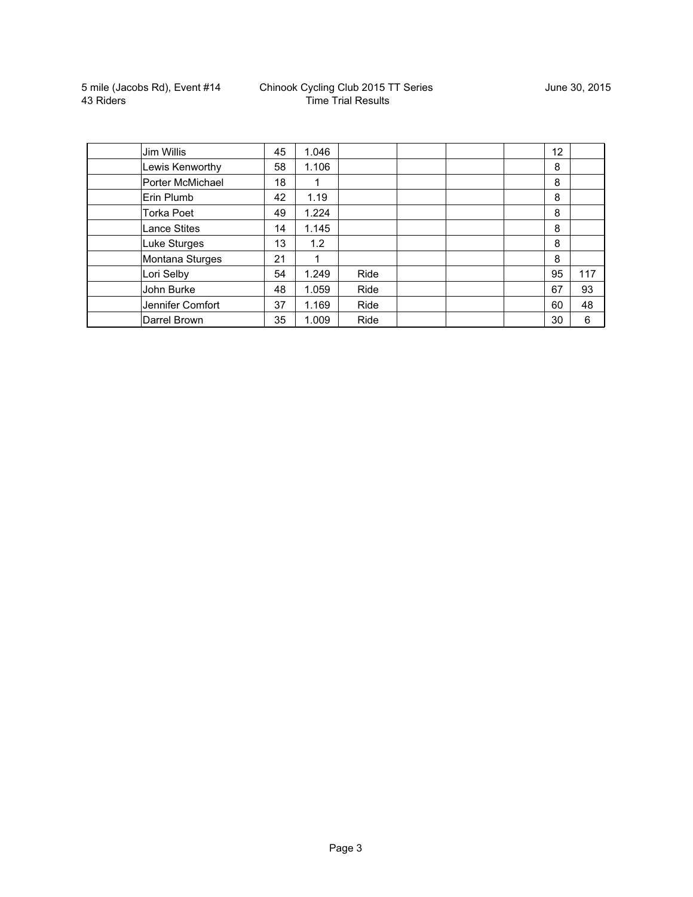| | | | | | | | | | |
|---|---|---|---|---|---|---|---|---|---|
| | Jim Willis | 45 | 1.046 | | | | | 12 | |
| | Lewis Kenworthy | 58 | 1.106 | | | | | 8 | |
| | Porter McMichael | 18 | 1 | | | | | 8 | |
| | Erin Plumb | 42 | 1.19 | | | | | 8 | |
| | Torka Poet | 49 | 1.224 | | | | | 8 | |
| | Lance Stites | 14 | 1.145 | | | | | 8 | |
| | Luke Sturges | 13 | 1.2 | | | | | 8 | |
| | Montana Sturges | 21 | 1 | | | | | 8 | |
| | Lori Selby | 54 | 1.249 | Ride | | | | 95 | 117 |
| | John Burke | 48 | 1.059 | Ride | | | | 67 | 93 |
| | Jennifer Comfort | 37 | 1.169 | Ride | | | | 60 | 48 |
| | Darrel Brown | 35 | 1.009 | Ride | | | | 30 | 6 |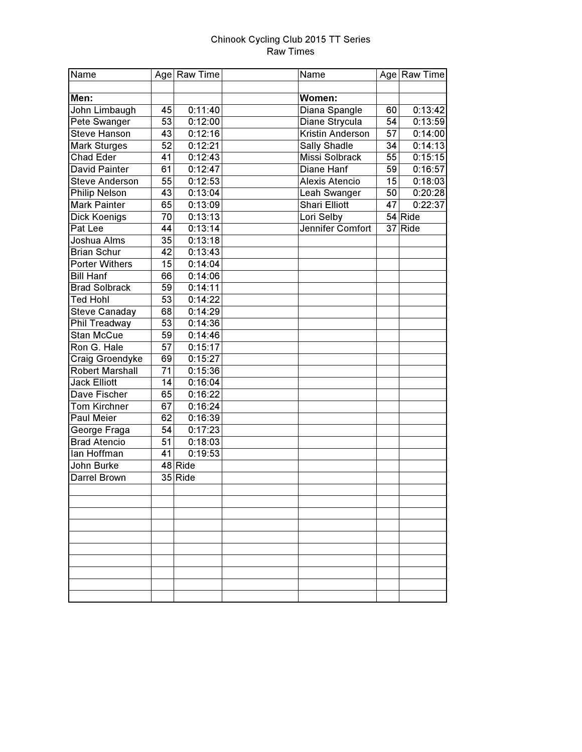Chinook Cycling Club 2015 TT Series
Raw Times

| Name | Age | Raw Time | | Name | Age | Raw Time |
|---|---|---|---|---|---|---|
| | | | | | | |
| **Men:** | | | | **Women:** | | |
| John Limbaugh | 45 | 0:11:40 | | Diana Spangle | 60 | 0:13:42 |
| Pete Swanger | 53 | 0:12:00 | | Diane Strycula | 54 | 0:13:59 |
| Steve Hanson | 43 | 0:12:16 | | Kristin Anderson | 57 | 0:14:00 |
| Mark Sturges | 52 | 0:12:21 | | Sally Shadle | 34 | 0:14:13 |
| Chad Eder | 41 | 0:12:43 | | Missi Solbrack | 55 | 0:15:15 |
| David Painter | 61 | 0:12:47 | | Diane Hanf | 59 | 0:16:57 |
| Steve Anderson | 55 | 0:12:53 | | Alexis Atencio | 15 | 0:18:03 |
| Philip Nelson | 43 | 0:13:04 | | Leah Swanger | 50 | 0:20:28 |
| Mark Painter | 65 | 0:13:09 | | Shari Elliott | 47 | 0:22:37 |
| Dick Koenigs | 70 | 0:13:13 | | Lori Selby | 54 | Ride |
| Pat Lee | 44 | 0:13:14 | | Jennifer Comfort | 37 | Ride |
| Joshua Alms | 35 | 0:13:18 | | | | |
| Brian Schur | 42 | 0:13:43 | | | | |
| Porter Withers | 15 | 0:14:04 | | | | |
| Bill Hanf | 66 | 0:14:06 | | | | |
| Brad Solbrack | 59 | 0:14:11 | | | | |
| Ted Hohl | 53 | 0:14:22 | | | | |
| Steve Canaday | 68 | 0:14:29 | | | | |
| Phil Treadway | 53 | 0:14:36 | | | | |
| Stan McCue | 59 | 0:14:46 | | | | |
| Ron G. Hale | 57 | 0:15:17 | | | | |
| Craig Groendyke | 69 | 0:15:27 | | | | |
| Robert Marshall | 71 | 0:15:36 | | | | |
| Jack Elliott | 14 | 0:16:04 | | | | |
| Dave Fischer | 65 | 0:16:22 | | | | |
| Tom Kirchner | 67 | 0:16:24 | | | | |
| Paul Meier | 62 | 0:16:39 | | | | |
| George Fraga | 54 | 0:17:23 | | | | |
| Brad Atencio | 51 | 0:18:03 | | | | |
| Ian Hoffman | 41 | 0:19:53 | | | | |
| John Burke | 48 | Ride | | | | |
| Darrel Brown | 35 | Ride | | | | |